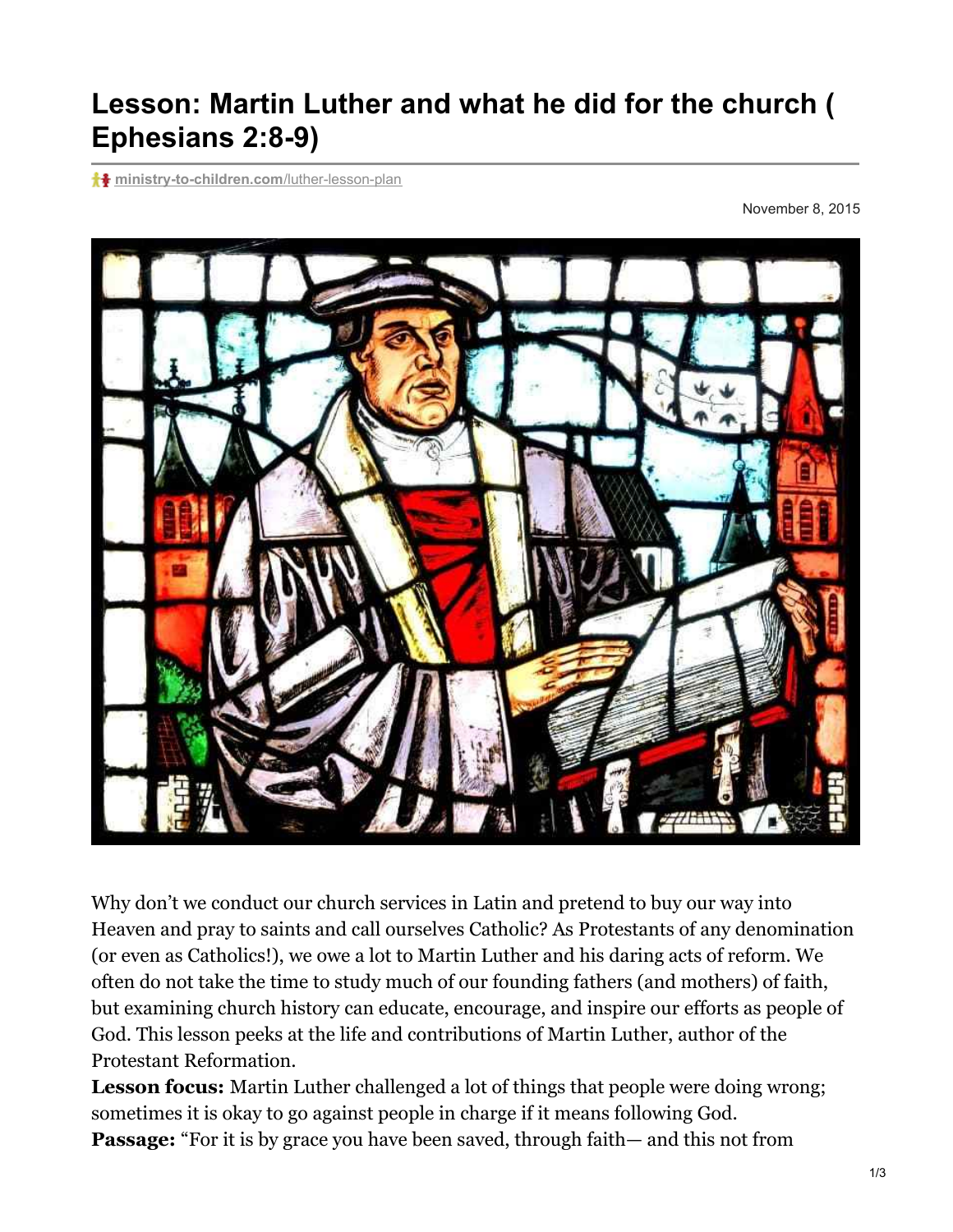# Lesson: Martin Luther and what he did for the church ( Ephesians 2:8-9)

ministry-to-children.com/luther-lesson-plan

November 8, 2015

Why don't we conduct our church services in Latin and pretend to buy our way into Heaven and pray to saints and call ourselves Catholic? As Protestants of any denomination (or even as Catholics!), we owe a lot to Martin Luther and his daring acts of reform. We often do not take the time to study much of our founding fathers (and mothers) of faith, but examining church history can educate, encourage, and inspire our efforts as people of God. This lesson peeks at the life and contributions of Martin Luther, author of the Protestant Reformation.

**Lesson focus:** Martin Luther challenged a lot of things that people were doing wrong; sometimes it is okay to go against people in charge if it means following God.

**Passage:** "For it is by grace you have been saved, through faith— and this not from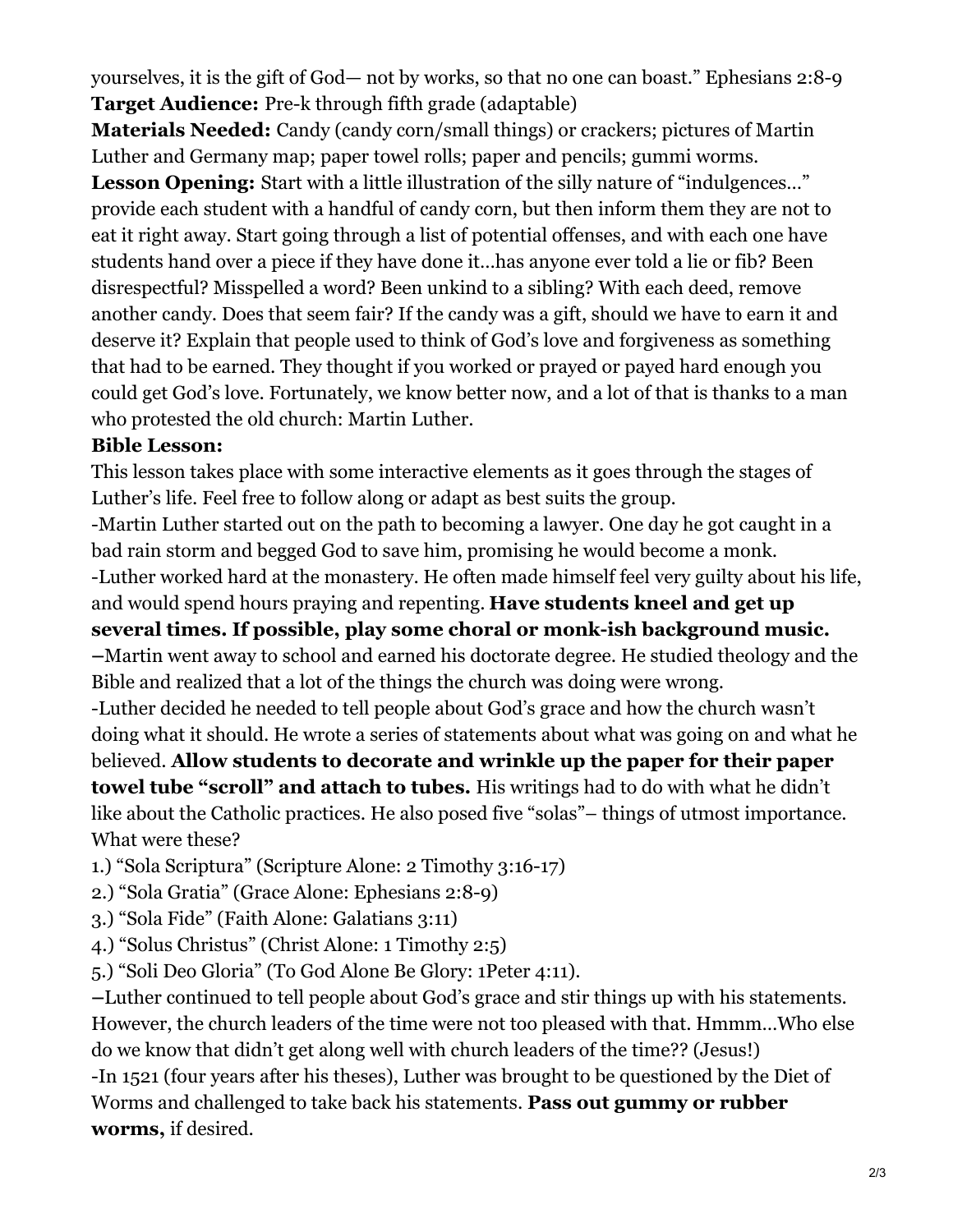yourselves, it is the gift of God— not by works, so that no one can boast." Ephesians 2:8-9

**Target Audience:** Pre-k through fifth grade (adaptable)

**Materials Needed:** Candy (candy corn/small things) or crackers; pictures of Martin Luther and Germany map; paper towel rolls; paper and pencils; gummi worms.

**Lesson Opening:** Start with a little illustration of the silly nature of "indulgences…" provide each student with a handful of candy corn, but then inform them they are not to eat it right away. Start going through a list of potential offenses, and with each one have students hand over a piece if they have done it…has anyone ever told a lie or fib? Been disrespectful? Misspelled a word? Been unkind to a sibling? With each deed, remove another candy. Does that seem fair? If the candy was a gift, should we have to earn it and deserve it? Explain that people used to think of God's love and forgiveness as something that had to be earned. They thought if you worked or prayed or payed hard enough you could get God's love. Fortunately, we know better now, and a lot of that is thanks to a man who protested the old church: Martin Luther.

**Bible Lesson:**

This lesson takes place with some interactive elements as it goes through the stages of Luther's life. Feel free to follow along or adapt as best suits the group.

-Martin Luther started out on the path to becoming a lawyer. One day he got caught in a bad rain storm and begged God to save him, promising he would become a monk.

-Luther worked hard at the monastery. He often made himself feel very guilty about his life, and would spend hours praying and repenting. **Have students kneel and get up several times. If possible, play some choral or monk-ish background music.**

–Martin went away to school and earned his doctorate degree. He studied theology and the Bible and realized that a lot of the things the church was doing were wrong.

-Luther decided he needed to tell people about God's grace and how the church wasn't doing what it should. He wrote a series of statements about what was going on and what he believed. **Allow students to decorate and wrinkle up the paper for their paper towel tube "scroll" and attach to tubes.** His writings had to do with what he didn't like about the Catholic practices. He also posed five "solas"– things of utmost importance. What were these?

1.) "Sola Scriptura" (Scripture Alone: 2 Timothy 3:16-17)

2.) "Sola Gratia" (Grace Alone: Ephesians 2:8-9)

3.) "Sola Fide" (Faith Alone: Galatians 3:11)

4.) "Solus Christus" (Christ Alone: 1 Timothy 2:5)

5.) "Soli Deo Gloria" (To God Alone Be Glory: 1Peter 4:11).

–Luther continued to tell people about God's grace and stir things up with his statements. However, the church leaders of the time were not too pleased with that. Hmmm…Who else do we know that didn't get along well with church leaders of the time?? (Jesus!)

-In 1521 (four years after his theses), Luther was brought to be questioned by the Diet of Worms and challenged to take back his statements. **Pass out gummy or rubber worms,** if desired.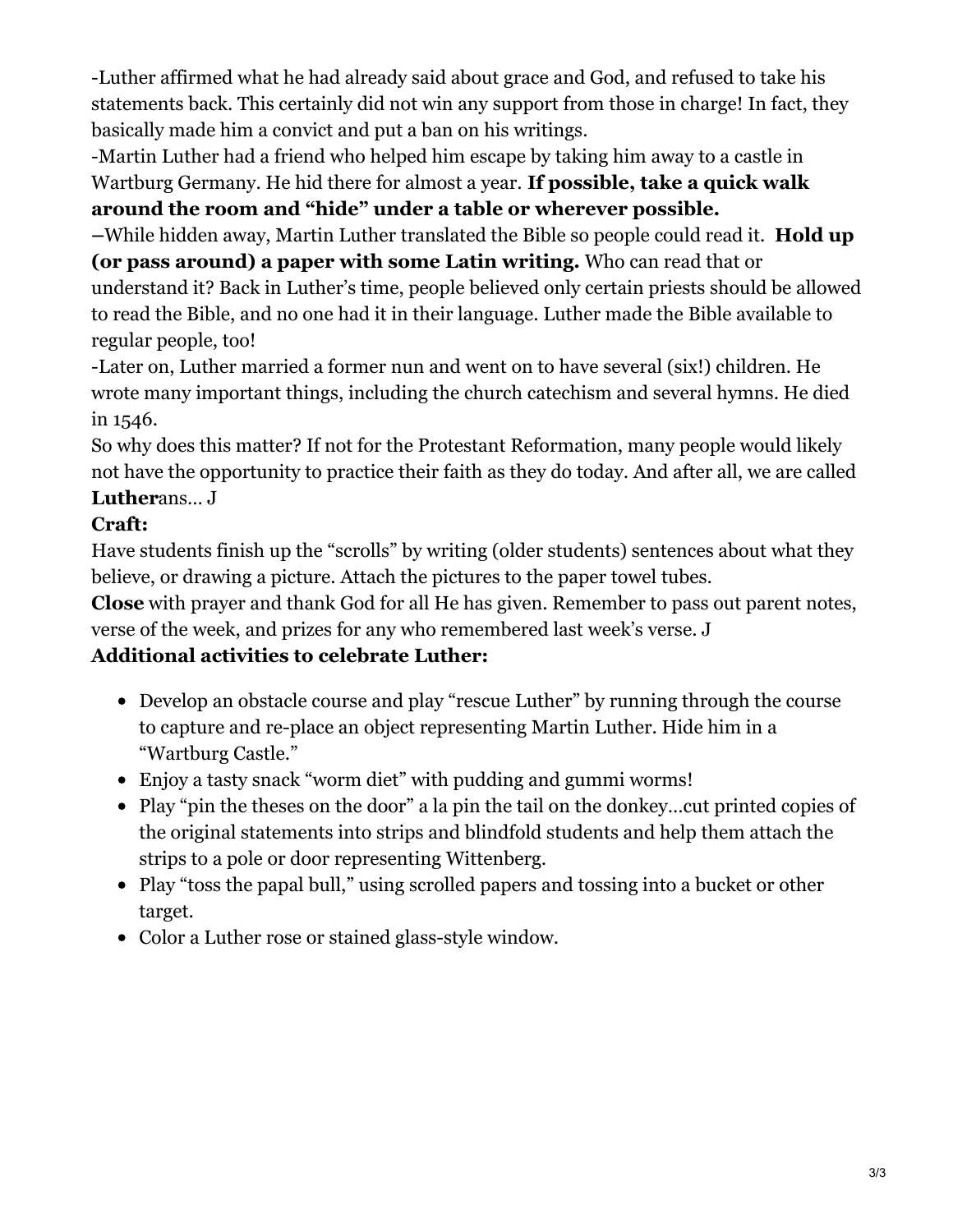-Luther affirmed what he had already said about grace and God, and refused to take his statements back. This certainly did not win any support from those in charge! In fact, they basically made him a convict and put a ban on his writings.

-Martin Luther had a friend who helped him escape by taking him away to a castle in Wartburg Germany. He hid there for almost a year. **If possible, take a quick walk around the room and "hide" under a table or wherever possible.**

–While hidden away, Martin Luther translated the Bible so people could read it. **Hold up (or pass around) a paper with some Latin writing.** Who can read that or understand it? Back in Luther's time, people believed only certain priests should be allowed to read the Bible, and no one had it in their language. Luther made the Bible available to regular people, too!

-Later on, Luther married a former nun and went on to have several (six!) children. He wrote many important things, including the church catechism and several hymns. He died in 1546.

So why does this matter? If not for the Protestant Reformation, many people would likely not have the opportunity to practice their faith as they do today. And after all, we are called **Luther**ans… J

**Craft:**

Have students finish up the "scrolls" by writing (older students) sentences about what they believe, or drawing a picture. Attach the pictures to the paper towel tubes.

**Close** with prayer and thank God for all He has given. Remember to pass out parent notes, verse of the week, and prizes for any who remembered last week's verse. J

**Additional activities to celebrate Luther:**

- Develop an obstacle course and play "rescue Luther" by running through the course to capture and re-place an object representing Martin Luther. Hide him in a "Wartburg Castle."
- Enjoy a tasty snack "worm diet" with pudding and gummi worms!
- Play "pin the theses on the door" a la pin the tail on the donkey…cut printed copies of the original statements into strips and blindfold students and help them attach the strips to a pole or door representing Wittenberg.
- Play "toss the papal bull," using scrolled papers and tossing into a bucket or other target.
- Color a Luther rose or stained glass-style window.